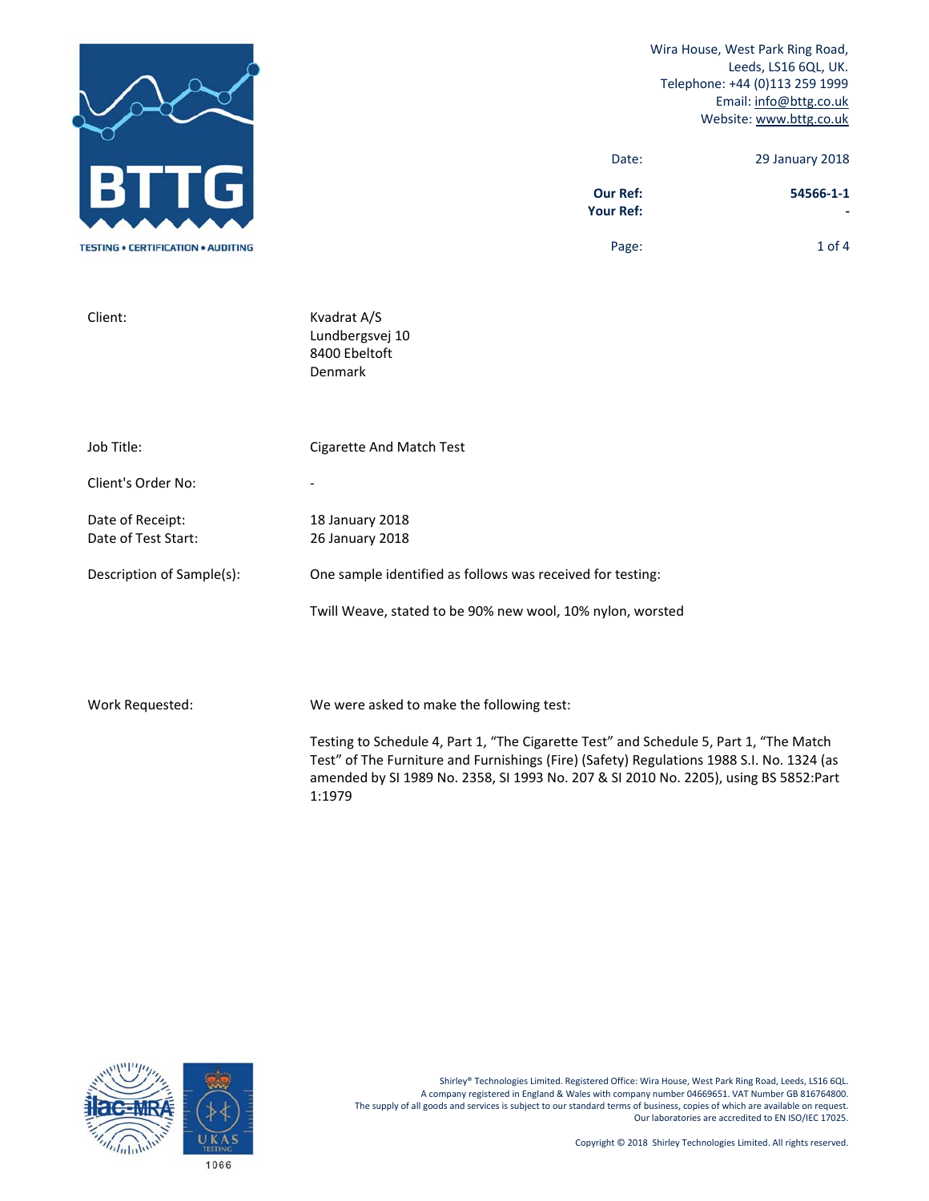**BTTG**

TESTING • CERTIFICATION • AUDITING

Wira House, West Park Ring Road,
Leeds, LS16 6QL, UK.
Telephone: +44 (0)113 259 1999
Email: info@bttg.co.uk
Website: www.bttg.co.uk

| | |
|---|---|
| Date: | 29 January 2018 |
| **Our Ref:** | **54566-1-1** |
| **Your Ref:** | **-** |

| | |
|---|---|
| Client: | Kvadrat A/S<br>Lundbergsvej 10<br>8400 Ebeltoft<br>Denmark |
| Job Title: | Cigarette And Match Test |
| Client's Order No: | - |
| Date of Receipt: | 18 January 2018 |
| Date of Test Start: | 26 January 2018 |
| Description of Sample(s): | One sample identified as follows was received for testing:<br><br>Twill Weave, stated to be 90% new wool, 10% nylon, worsted |
| Work Requested: | We were asked to make the following test:<br><br>Testing to Schedule 4, Part 1, "The Cigarette Test" and Schedule 5, Part 1, "The Match Test" of The Furniture and Furnishings (Fire) (Safety) Regulations 1988 S.I. No. 1324 (as amended by SI 1989 No. 2358, SI 1993 No. 207 & SI 2010 No. 2205), using BS 5852:Part 1:1979 |

ilac-MRA UKAS TESTING 1066

Shirley® Technologies Limited. Registered Office: Wira House, West Park Ring Road, Leeds, LS16 6QL.
A company registered in England & Wales with company number 04669651. VAT Number GB 816764800.
The supply of all goods and services is subject to our standard terms of business, copies of which are available on request.
Our laboratories are accredited to EN ISO/IEC 17025.

Copyright © 2018 Shirley Technologies Limited. All rights reserved.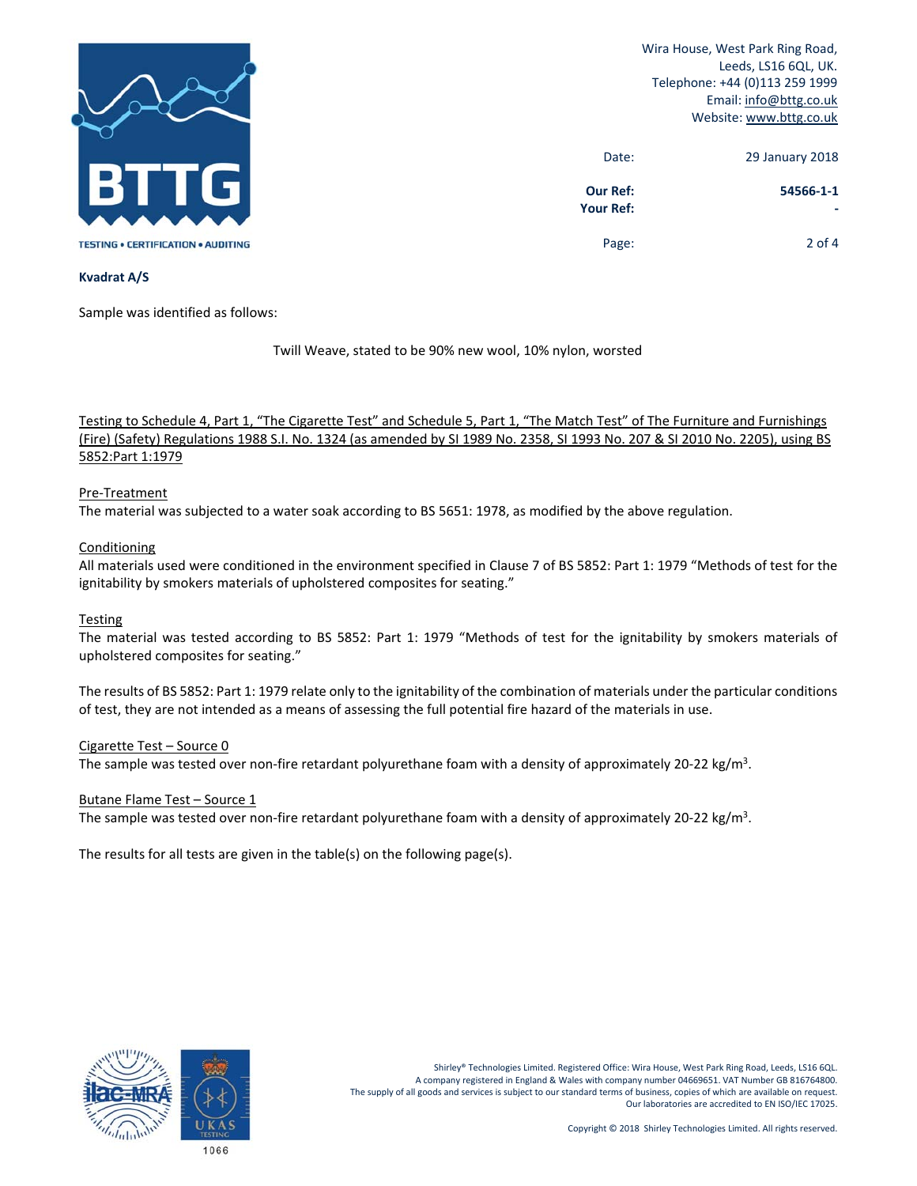Wira House, West Park Ring Road,
Leeds, LS16 6QL, UK.
Telephone: +44 (0)113 259 1999
Email: info@bttg.co.uk
Website: www.bttg.co.uk

| | |
|---|---|
| Date: | 29 January 2018 |
| **Our Ref:** | **54566-1-1** |
| **Your Ref:** | **-** |

**Kvadrat A/S**

Sample was identified as follows:

Twill Weave, stated to be 90% new wool, 10% nylon, worsted

Testing to Schedule 4, Part 1, "The Cigarette Test" and Schedule 5, Part 1, "The Match Test" of The Furniture and Furnishings (Fire) (Safety) Regulations 1988 S.I. No. 1324 (as amended by SI 1989 No. 2358, SI 1993 No. 207 & SI 2010 No. 2205), using BS 5852:Part 1:1979

Pre-Treatment

The material was subjected to a water soak according to BS 5651: 1978, as modified by the above regulation.

Conditioning

All materials used were conditioned in the environment specified in Clause 7 of BS 5852: Part 1: 1979 "Methods of test for the ignitability by smokers materials of upholstered composites for seating."

Testing

The material was tested according to BS 5852: Part 1: 1979 "Methods of test for the ignitability by smokers materials of upholstered composites for seating."

The results of BS 5852: Part 1: 1979 relate only to the ignitability of the combination of materials under the particular conditions of test, they are not intended as a means of assessing the full potential fire hazard of the materials in use.

Cigarette Test – Source 0

The sample was tested over non-fire retardant polyurethane foam with a density of approximately 20-22 kg/m$^3$.

Butane Flame Test – Source 1

The sample was tested over non-fire retardant polyurethane foam with a density of approximately 20-22 kg/m$^3$.

The results for all tests are given in the table(s) on the following page(s).

Shirley® Technologies Limited. Registered Office: Wira House, West Park Ring Road, Leeds, LS16 6QL.
A company registered in England & Wales with company number 04669651. VAT Number GB 816764800.
The supply of all goods and services is subject to our standard terms of business, copies of which are available on request.
Our laboratories are accredited to EN ISO/IEC 17025.

Copyright © 2018 Shirley Technologies Limited. All rights reserved.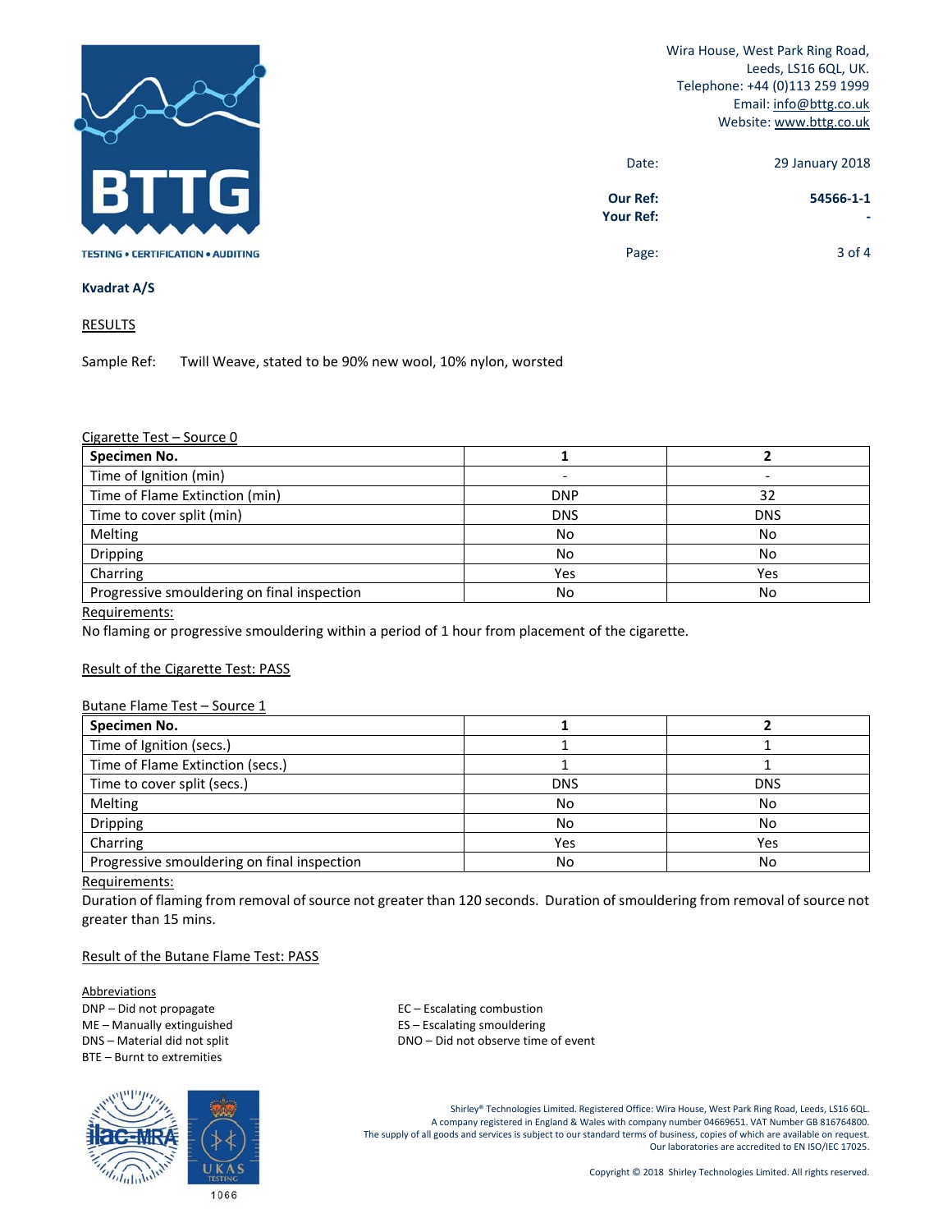Wira House, West Park Ring Road,
Leeds, LS16 6QL, UK.
Telephone: +44 (0)113 259 1999
Email: info@bttg.co.uk
Website: www.bttg.co.uk

Date: 29 January 2018

**Our Ref:** **54566-1-1**
**Your Ref:** -

**Kvadrat A/S**

RESULTS

Sample Ref: Twill Weave, stated to be 90% new wool, 10% nylon, worsted

Cigarette Test – Source 0

| **Specimen No.** | **1** | **2** |
|---|---|---|
| Time of Ignition (min) | - | - |
| Time of Flame Extinction (min) | DNP | 32 |
| Time to cover split (min) | DNS | DNS |
| Melting | No | No |
| Dripping | No | No |
| Charring | Yes | Yes |
| Progressive smouldering on final inspection | No | No |

Requirements:
No flaming or progressive smouldering within a period of 1 hour from placement of the cigarette.

Result of the Cigarette Test: PASS

Butane Flame Test – Source 1

| **Specimen No.** | **1** | **2** |
|---|---|---|
| Time of Ignition (secs.) | 1 | 1 |
| Time of Flame Extinction (secs.) | 1 | 1 |
| Time to cover split (secs.) | DNS | DNS |
| Melting | No | No |
| Dripping | No | No |
| Charring | Yes | Yes |
| Progressive smouldering on final inspection | No | No |

Requirements:
Duration of flaming from removal of source not greater than 120 seconds. Duration of smouldering from removal of source not greater than 15 mins.

Result of the Butane Flame Test: PASS

Abbreviations
DNP – Did not propagate
ME – Manually extinguished
DNS – Material did not split
BTE – Burnt to extremities
EC – Escalating combustion
ES – Escalating smouldering
DNO – Did not observe time of event

Shirley® Technologies Limited. Registered Office: Wira House, West Park Ring Road, Leeds, LS16 6QL.
A company registered in England & Wales with company number 04669651. VAT Number GB 816764800.
The supply of all goods and services is subject to our standard terms of business, copies of which are available on request.
Our laboratories are accredited to EN ISO/IEC 17025.

Copyright © 2018 Shirley Technologies Limited. All rights reserved.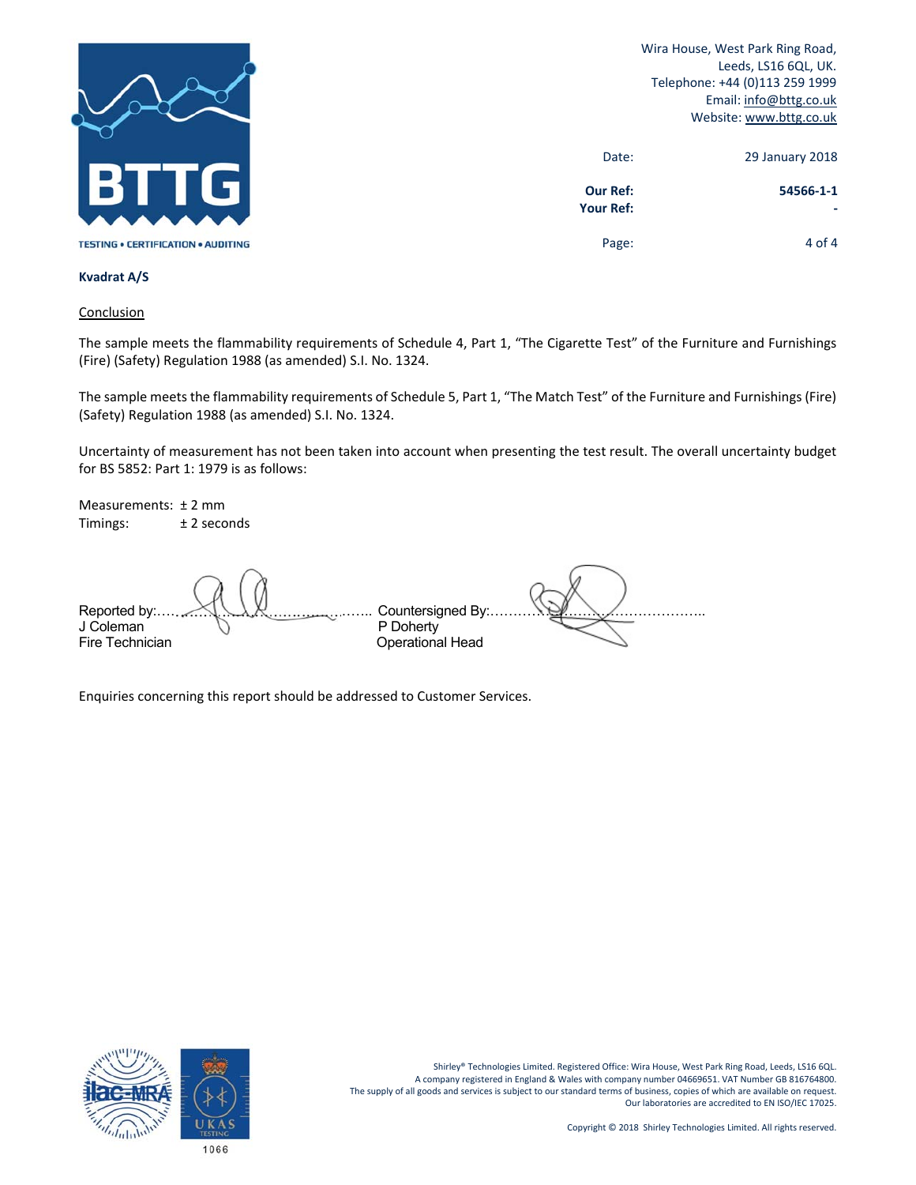Wira House, West Park Ring Road,
Leeds, LS16 6QL, UK.
Telephone: +44 (0)113 259 1999
Email: info@bttg.co.uk
Website: www.bttg.co.uk

Date: 29 January 2018

**Our Ref:** **54566-1-1**
**Your Ref:** **-**

**Kvadrat A/S**

Conclusion

The sample meets the flammability requirements of Schedule 4, Part 1, "The Cigarette Test" of the Furniture and Furnishings (Fire) (Safety) Regulation 1988 (as amended) S.I. No. 1324.

The sample meets the flammability requirements of Schedule 5, Part 1, "The Match Test" of the Furniture and Furnishings (Fire) (Safety) Regulation 1988 (as amended) S.I. No. 1324.

Uncertainty of measurement has not been taken into account when presenting the test result. The overall uncertainty budget for BS 5852: Part 1: 1979 is as follows:

Measurements: ± 2 mm
Timings: ± 2 seconds

Reported by:…………………………………… J Coleman, Fire Technician

Countersigned By:…………………………………… P Doherty, Operational Head

Enquiries concerning this report should be addressed to Customer Services.

Shirley® Technologies Limited. Registered Office: Wira House, West Park Ring Road, Leeds, LS16 6QL.
A company registered in England & Wales with company number 04669651. VAT Number GB 816764800.
The supply of all goods and services is subject to our standard terms of business, copies of which are available on request.
Our laboratories are accredited to EN ISO/IEC 17025.

Copyright © 2018 Shirley Technologies Limited. All rights reserved.